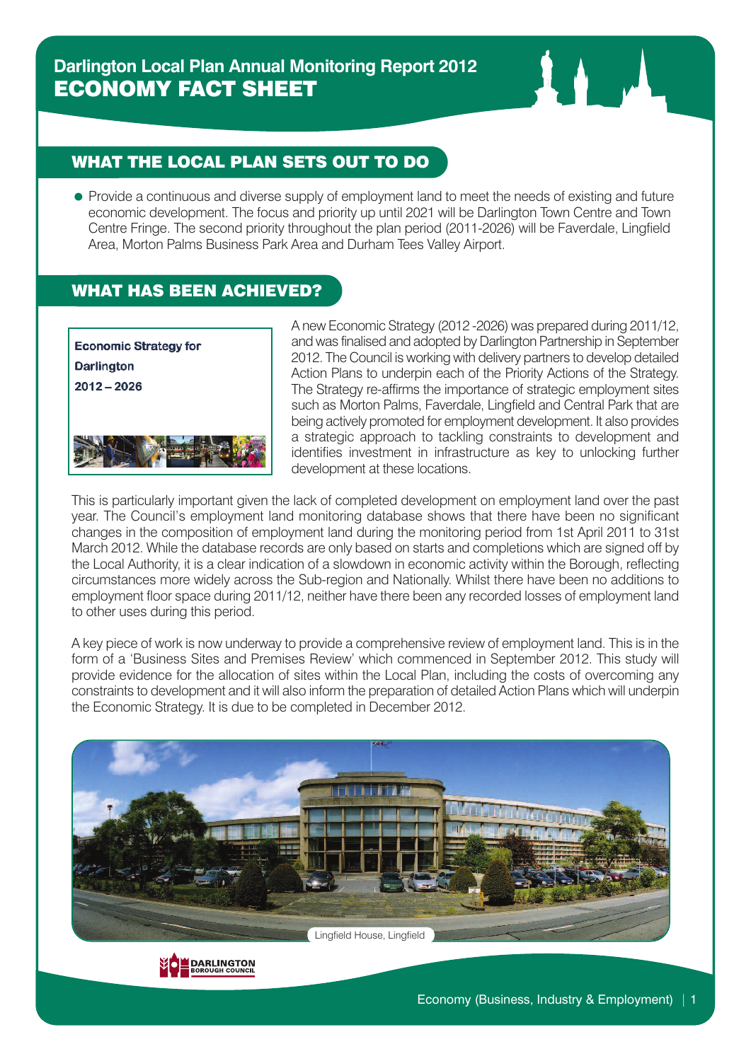# Darlington Local Plan Annual Monitoring Report 2012
# ECONOMY FACT SHEET

## WHAT THE LOCAL PLAN SETS OUT TO DO

- Provide a continuous and diverse supply of employment land to meet the needs of existing and future economic development. The focus and priority up until 2021 will be Darlington Town Centre and Town Centre Fringe. The second priority throughout the plan period (2011-2026) will be Faverdale, Lingfield Area, Morton Palms Business Park Area and Durham Tees Valley Airport.

## WHAT HAS BEEN ACHIEVED?

**Economic Strategy for Darlington 2012 – 2026**

A new Economic Strategy (2012 -2026) was prepared during 2011/12, and was finalised and adopted by Darlington Partnership in September 2012. The Council is working with delivery partners to develop detailed Action Plans to underpin each of the Priority Actions of the Strategy. The Strategy re-affirms the importance of strategic employment sites such as Morton Palms, Faverdale, Lingfield and Central Park that are being actively promoted for employment development. It also provides a strategic approach to tackling constraints to development and identifies investment in infrastructure as key to unlocking further development at these locations.

This is particularly important given the lack of completed development on employment land over the past year. The Council's employment land monitoring database shows that there have been no significant changes in the composition of employment land during the monitoring period from 1st April 2011 to 31st March 2012. While the database records are only based on starts and completions which are signed off by the Local Authority, it is a clear indication of a slowdown in economic activity within the Borough, reflecting circumstances more widely across the Sub-region and Nationally. Whilst there have been no additions to employment floor space during 2011/12, neither have there been any recorded losses of employment land to other uses during this period.

A key piece of work is now underway to provide a comprehensive review of employment land. This is in the form of a 'Business Sites and Premises Review' which commenced in September 2012. This study will provide evidence for the allocation of sites within the Local Plan, including the costs of overcoming any constraints to development and it will also inform the preparation of detailed Action Plans which will underpin the Economic Strategy. It is due to be completed in December 2012.

Lingfield House, Lingfield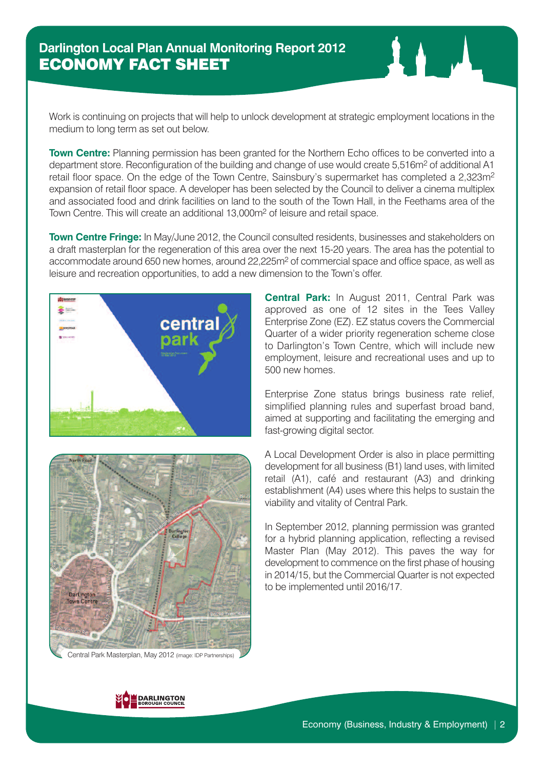# Darlington Local Plan Annual Monitoring Report 2012

## ECONOMY FACT SHEET

Work is continuing on projects that will help to unlock development at strategic employment locations in the medium to long term as set out below.

**Town Centre:** Planning permission has been granted for the Northern Echo offices to be converted into a department store. Reconfiguration of the building and change of use would create 5,516m$^2$ of additional A1 retail floor space. On the edge of the Town Centre, Sainsbury's supermarket has completed a 2,323m$^2$ expansion of retail floor space. A developer has been selected by the Council to deliver a cinema multiplex and associated food and drink facilities on land to the south of the Town Hall, in the Feethams area of the Town Centre. This will create an additional 13,000m$^2$ of leisure and retail space.

**Town Centre Fringe:** In May/June 2012, the Council consulted residents, businesses and stakeholders on a draft masterplan for the regeneration of this area over the next 15-20 years. The area has the potential to accommodate around 650 new homes, around 22,225m$^2$ of commercial space and office space, as well as leisure and recreation opportunities, to add a new dimension to the Town's offer.

**Central Park:** In August 2011, Central Park was approved as one of 12 sites in the Tees Valley Enterprise Zone (EZ). EZ status covers the Commercial Quarter of a wider priority regeneration scheme close to Darlington's Town Centre, which will include new employment, leisure and recreational uses and up to 500 new homes.

Enterprise Zone status brings business rate relief, simplified planning rules and superfast broad band, aimed at supporting and facilitating the emerging and fast-growing digital sector.

A Local Development Order is also in place permitting development for all business (B1) land uses, with limited retail (A1), café and restaurant (A3) and drinking establishment (A4) uses where this helps to sustain the viability and vitality of Central Park.

In September 2012, planning permission was granted for a hybrid planning application, reflecting a revised Master Plan (May 2012). This paves the way for development to commence on the first phase of housing in 2014/15, but the Commercial Quarter is not expected to be implemented until 2016/17.

Central Park Masterplan, May 2012 (image: IDP Partnerships)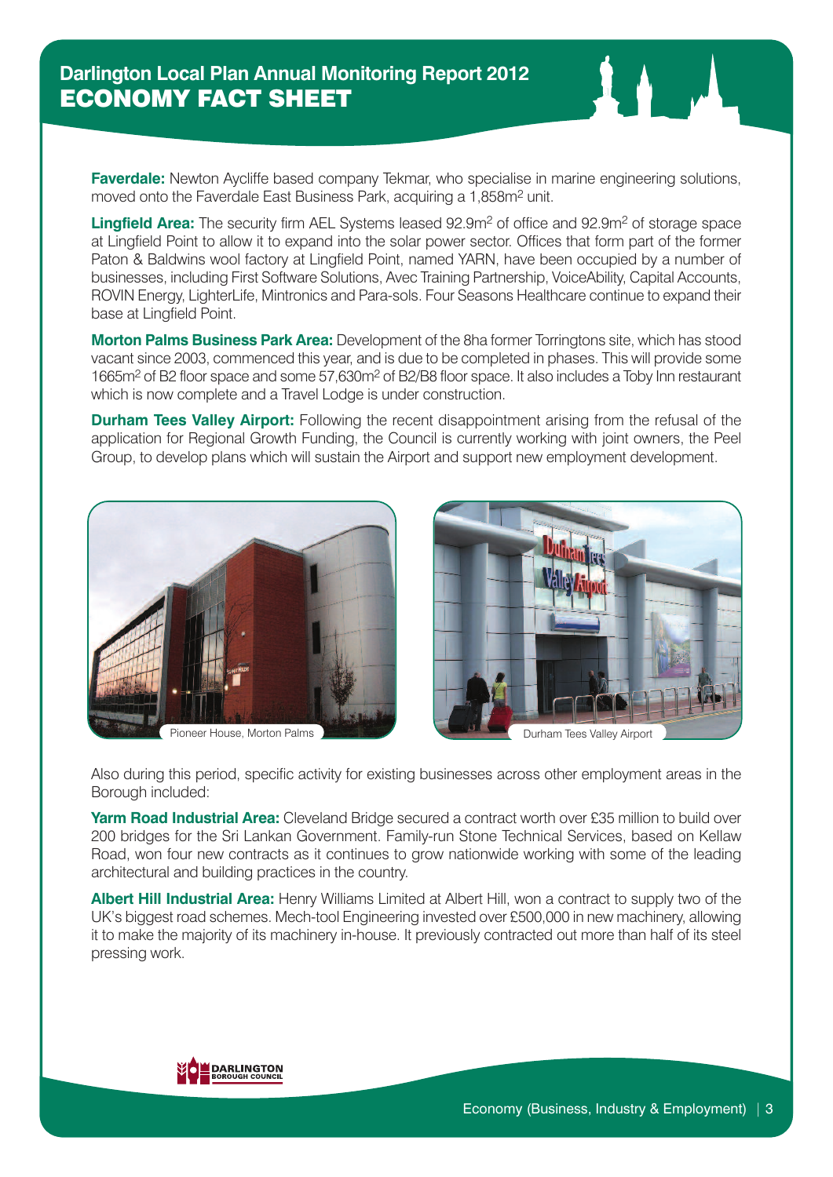# Darlington Local Plan Annual Monitoring Report 2012
## ECONOMY FACT SHEET

**Faverdale:** Newton Aycliffe based company Tekmar, who specialise in marine engineering solutions, moved onto the Faverdale East Business Park, acquiring a 1,858m$^2$ unit.

**Lingfield Area:** The security firm AEL Systems leased 92.9m$^2$ of office and 92.9m$^2$ of storage space at Lingfield Point to allow it to expand into the solar power sector. Offices that form part of the former Paton & Baldwins wool factory at Lingfield Point, named YARN, have been occupied by a number of businesses, including First Software Solutions, Avec Training Partnership, VoiceAbility, Capital Accounts, ROVIN Energy, LighterLife, Mintronics and Para-sols. Four Seasons Healthcare continue to expand their base at Lingfield Point.

**Morton Palms Business Park Area:** Development of the 8ha former Torringtons site, which has stood vacant since 2003, commenced this year, and is due to be completed in phases. This will provide some 1665m$^2$ of B2 floor space and some 57,630m$^2$ of B2/B8 floor space. It also includes a Toby Inn restaurant which is now complete and a Travel Lodge is under construction.

**Durham Tees Valley Airport:** Following the recent disappointment arising from the refusal of the application for Regional Growth Funding, the Council is currently working with joint owners, the Peel Group, to develop plans which will sustain the Airport and support new employment development.

Pioneer House, Morton Palms

Durham Tees Valley Airport

Also during this period, specific activity for existing businesses across other employment areas in the Borough included:

**Yarm Road Industrial Area:** Cleveland Bridge secured a contract worth over £35 million to build over 200 bridges for the Sri Lankan Government. Family-run Stone Technical Services, based on Kellaw Road, won four new contracts as it continues to grow nationwide working with some of the leading architectural and building practices in the country.

**Albert Hill Industrial Area:** Henry Williams Limited at Albert Hill, won a contract to supply two of the UK's biggest road schemes. Mech-tool Engineering invested over £500,000 in new machinery, allowing it to make the majority of its machinery in-house. It previously contracted out more than half of its steel pressing work.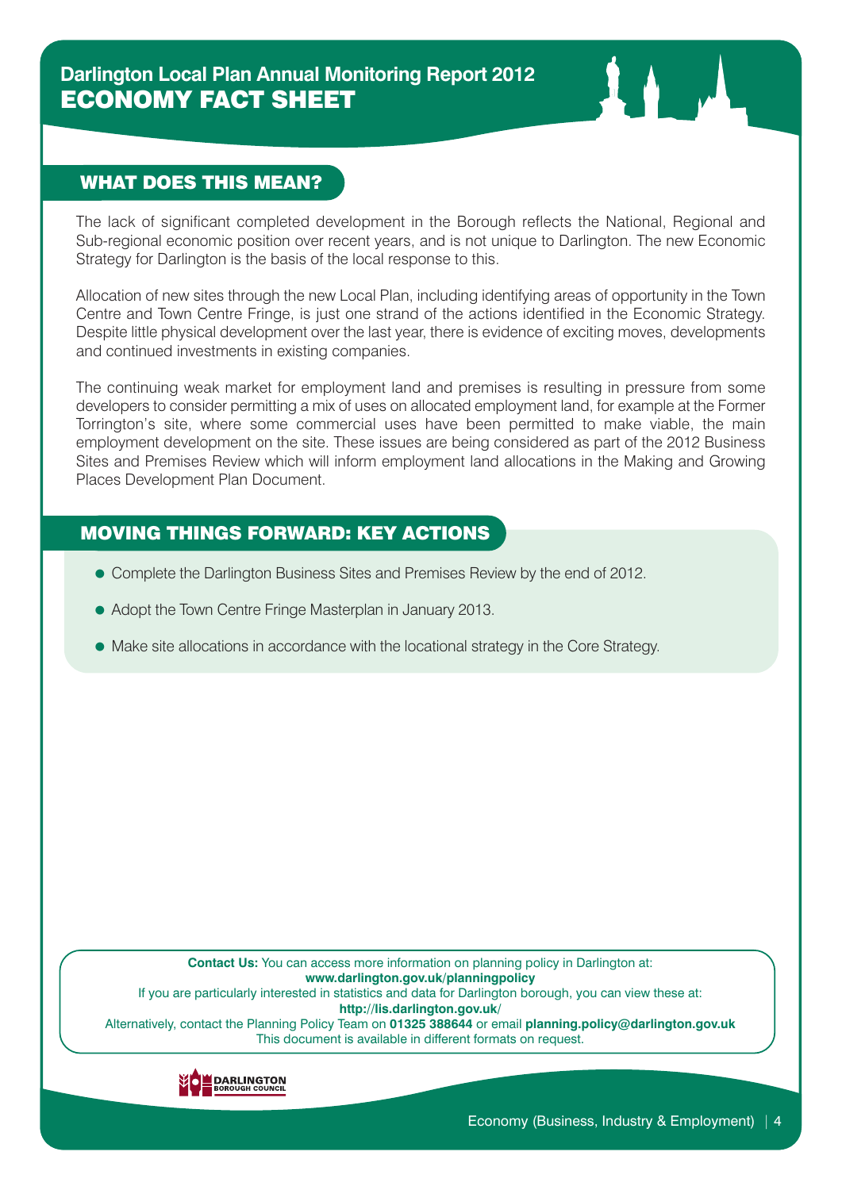# Darlington Local Plan Annual Monitoring Report 2012
# ECONOMY FACT SHEET

## WHAT DOES THIS MEAN?

The lack of significant completed development in the Borough reflects the National, Regional and Sub-regional economic position over recent years, and is not unique to Darlington. The new Economic Strategy for Darlington is the basis of the local response to this.

Allocation of new sites through the new Local Plan, including identifying areas of opportunity in the Town Centre and Town Centre Fringe, is just one strand of the actions identified in the Economic Strategy. Despite little physical development over the last year, there is evidence of exciting moves, developments and continued investments in existing companies.

The continuing weak market for employment land and premises is resulting in pressure from some developers to consider permitting a mix of uses on allocated employment land, for example at the Former Torrington's site, where some commercial uses have been permitted to make viable, the main employment development on the site. These issues are being considered as part of the 2012 Business Sites and Premises Review which will inform employment land allocations in the Making and Growing Places Development Plan Document.

## MOVING THINGS FORWARD: KEY ACTIONS

- Complete the Darlington Business Sites and Premises Review by the end of 2012.
- Adopt the Town Centre Fringe Masterplan in January 2013.
- Make site allocations in accordance with the locational strategy in the Core Strategy.

**Contact Us:** You can access more information on planning policy in Darlington at:
**www.darlington.gov.uk/planningpolicy**
If you are particularly interested in statistics and data for Darlington borough, you can view these at:
**http://lis.darlington.gov.uk/**
Alternatively, contact the Planning Policy Team on **01325 388644** or email **planning.policy@darlington.gov.uk**
This document is available in different formats on request.

DARLINGTON BOROUGH COUNCIL

Economy (Business, Industry & Employment)